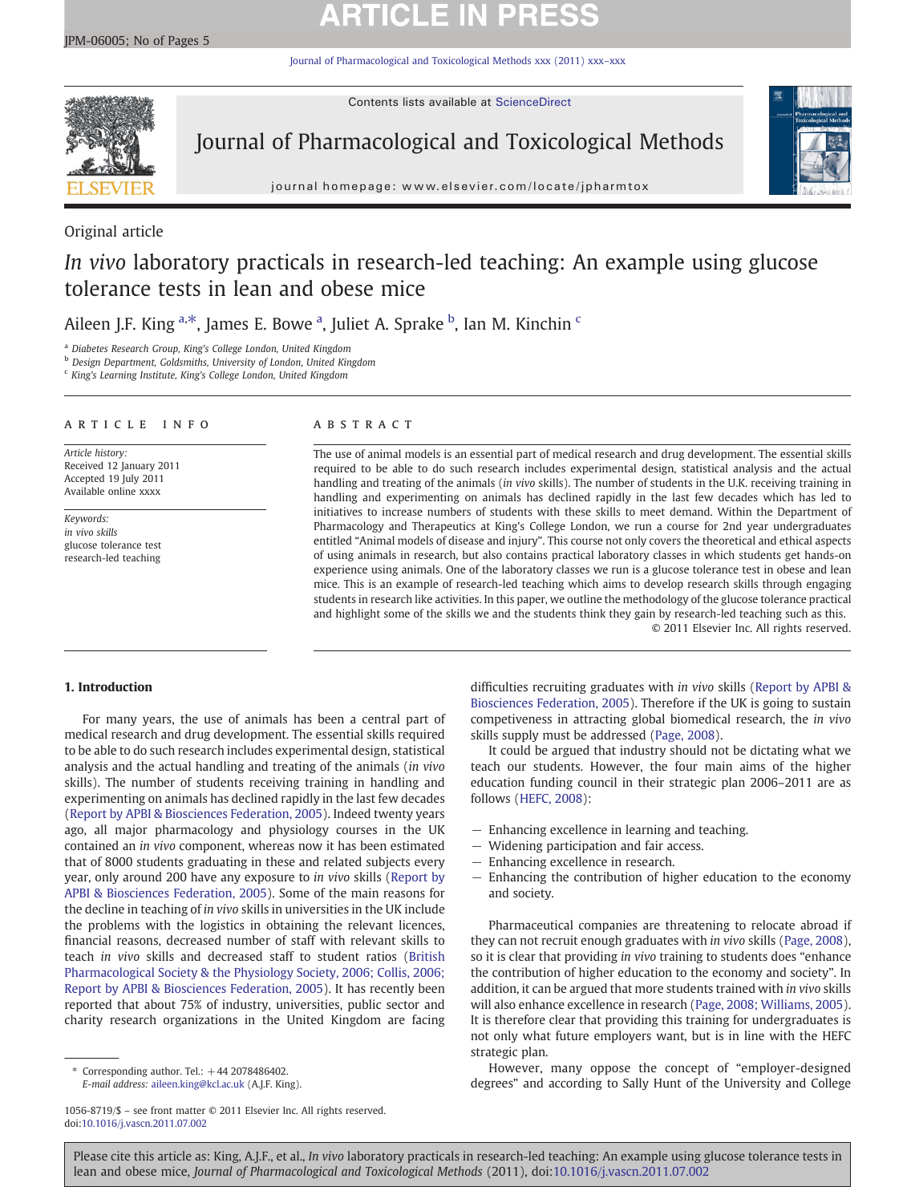Original article

# *In vivo* laboratory practicals in research-led teaching: An example using glucose tolerance tests in lean and obese mice

Aileen J.F. King [a,*], James E. Bowe [a], Juliet A. Sprake [b], Ian M. Kinchin [c]

[a] Diabetes Research Group, King's College London, United Kingdom
[b] Design Department, Goldsmiths, University of London, United Kingdom
[c] King's Learning Institute, King's College London, United Kingdom

**ARTICLE INFO**

*Article history:*
Received 12 January 2011
Accepted 19 July 2011
Available online xxxx

*Keywords:*
*in vivo skills*
glucose tolerance test
research-led teaching

**ABSTRACT**

The use of animal models is an essential part of medical research and drug development. The essential skills required to be able to do such research includes experimental design, statistical analysis and the actual handling and treating of the animals (*in vivo* skills). The number of students in the U.K. receiving training in handling and experimenting on animals has declined rapidly in the last few decades which has led to initiatives to increase numbers of students with these skills to meet demand. Within the Department of Pharmacology and Therapeutics at King's College London, we run a course for 2nd year undergraduates entitled "Animal models of disease and injury". This course not only covers the theoretical and ethical aspects of using animals in research, but also contains practical laboratory classes in which students get hands-on experience using animals. One of the laboratory classes we run is a glucose tolerance test in obese and lean mice. This is an example of research-led teaching which aims to develop research skills through engaging students in research like activities. In this paper, we outline the methodology of the glucose tolerance practical and highlight some of the skills we and the students think they gain by research-led teaching such as this.

© 2011 Elsevier Inc. All rights reserved.

## 1. Introduction

For many years, the use of animals has been a central part of medical research and drug development. The essential skills required to be able to do such research includes experimental design, statistical analysis and the actual handling and treating of the animals (*in vivo* skills). The number of students receiving training in handling and experimenting on animals has declined rapidly in the last few decades (Report by APBI & Biosciences Federation, 2005). Indeed twenty years ago, all major pharmacology and physiology courses in the UK contained an *in vivo* component, whereas now it has been estimated that of 8000 students graduating in these and related subjects every year, only around 200 have any exposure to *in vivo* skills (Report by APBI & Biosciences Federation, 2005). Some of the main reasons for the decline in teaching of *in vivo* skills in universities in the UK include the problems with the logistics in obtaining the relevant licences, financial reasons, decreased number of staff with relevant skills to teach *in vivo* skills and decreased staff to student ratios (British Pharmacological Society & the Physiology Society, 2006; Collis, 2006; Report by APBI & Biosciences Federation, 2005). It has recently been reported that about 75% of industry, universities, public sector and charity research organizations in the United Kingdom are facing difficulties recruiting graduates with *in vivo* skills (Report by APBI & Biosciences Federation, 2005). Therefore if the UK is going to sustain competiveness in attracting global biomedical research, the *in vivo* skills supply must be addressed (Page, 2008).

It could be argued that industry should not be dictating what we teach our students. However, the four main aims of the higher education funding council in their strategic plan 2006–2011 are as follows (HEFC, 2008):

- Enhancing excellence in learning and teaching.
- Widening participation and fair access.
- Enhancing excellence in research.
- Enhancing the contribution of higher education to the economy and society.

Pharmaceutical companies are threatening to relocate abroad if they can not recruit enough graduates with *in vivo* skills (Page, 2008), so it is clear that providing *in vivo* training to students does "enhance the contribution of higher education to the economy and society". In addition, it can be argued that more students trained with *in vivo* skills will also enhance excellence in research (Page, 2008; Williams, 2005). It is therefore clear that providing this training for undergraduates is not only what future employers want, but is in line with the HEFC strategic plan.

However, many oppose the concept of "employer-designed degrees" and according to Sally Hunt of the University and College

\* Corresponding author. Tel.: +44 2078486402.
*E-mail address:* aileen.king@kcl.ac.uk (A.J.F. King).

1056-8719/$ – see front matter © 2011 Elsevier Inc. All rights reserved.
doi:10.1016/j.vascn.2011.07.002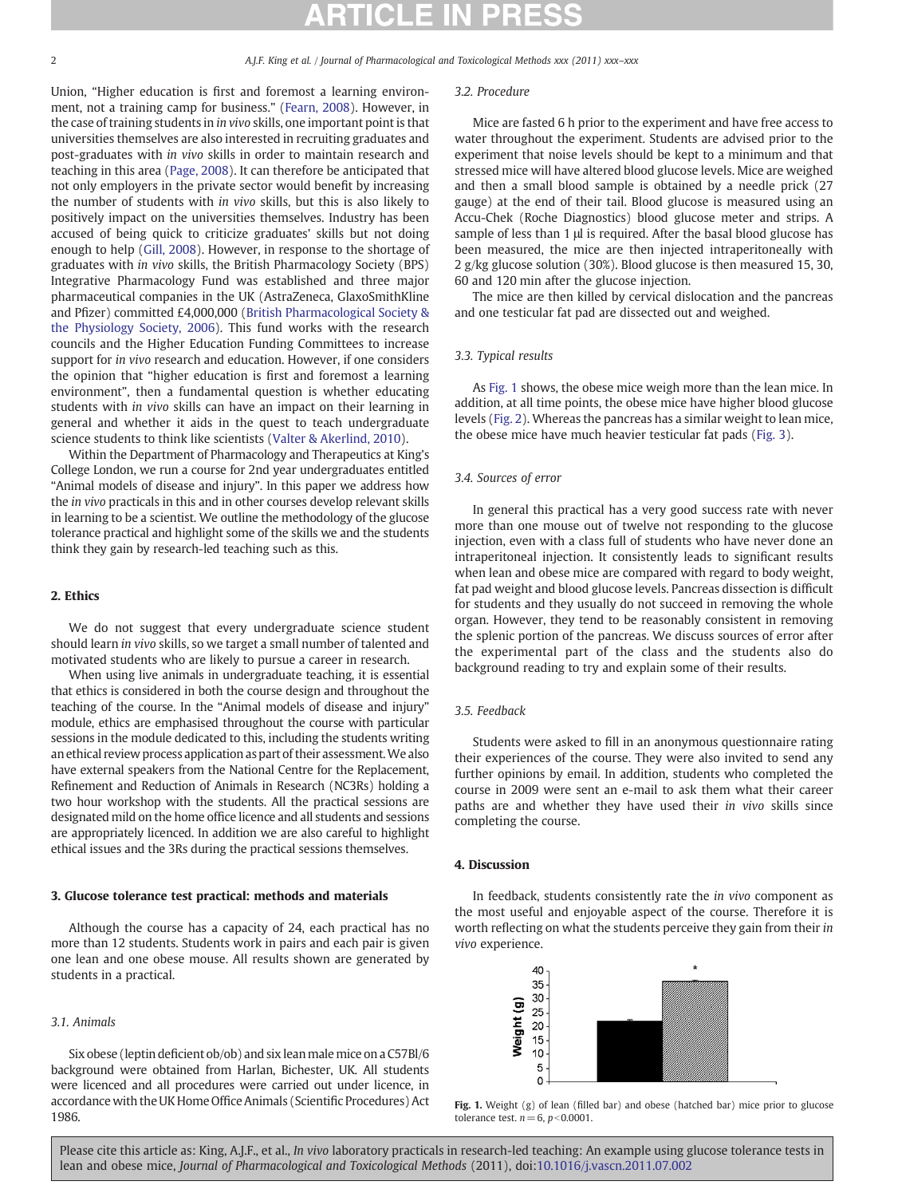Union, "Higher education is first and foremost a learning environment, not a training camp for business." (Fearn, 2008). However, in the case of training students in *in vivo* skills, one important point is that universities themselves are also interested in recruiting graduates and post-graduates with *in vivo* skills in order to maintain research and teaching in this area (Page, 2008). It can therefore be anticipated that not only employers in the private sector would benefit by increasing the number of students with *in vivo* skills, but this is also likely to positively impact on the universities themselves. Industry has been accused of being quick to criticize graduates' skills but not doing enough to help (Gill, 2008). However, in response to the shortage of graduates with *in vivo* skills, the British Pharmacology Society (BPS) Integrative Pharmacology Fund was established and three major pharmaceutical companies in the UK (AstraZeneca, GlaxoSmithKline and Pfizer) committed £4,000,000 (British Pharmacological Society & the Physiology Society, 2006). This fund works with the research councils and the Higher Education Funding Committees to increase support for *in vivo* research and education. However, if one considers the opinion that "higher education is first and foremost a learning environment", then a fundamental question is whether educating students with *in vivo* skills can have an impact on their learning in general and whether it aids in the quest to teach undergraduate science students to think like scientists (Valter & Akerlind, 2010).

Within the Department of Pharmacology and Therapeutics at King's College London, we run a course for 2nd year undergraduates entitled "Animal models of disease and injury". In this paper we address how the *in vivo* practicals in this and in other courses develop relevant skills in learning to be a scientist. We outline the methodology of the glucose tolerance practical and highlight some of the skills we and the students think they gain by research-led teaching such as this.

## 2. Ethics

We do not suggest that every undergraduate science student should learn *in vivo* skills, so we target a small number of talented and motivated students who are likely to pursue a career in research.

When using live animals in undergraduate teaching, it is essential that ethics is considered in both the course design and throughout the teaching of the course. In the "Animal models of disease and injury" module, ethics are emphasised throughout the course with particular sessions in the module dedicated to this, including the students writing an ethical review process application as part of their assessment. We also have external speakers from the National Centre for the Replacement, Refinement and Reduction of Animals in Research (NC3Rs) holding a two hour workshop with the students. All the practical sessions are designated mild on the home office licence and all students and sessions are appropriately licenced. In addition we are also careful to highlight ethical issues and the 3Rs during the practical sessions themselves.

## 3. Glucose tolerance test practical: methods and materials

Although the course has a capacity of 24, each practical has no more than 12 students. Students work in pairs and each pair is given one lean and one obese mouse. All results shown are generated by students in a practical.

### 3.1. Animals

Six obese (leptin deficient ob/ob) and six lean male mice on a C57Bl/6 background were obtained from Harlan, Bichester, UK. All students were licenced and all procedures were carried out under licence, in accordance with the UK Home Office Animals (Scientific Procedures) Act 1986.

### 3.2. Procedure

Mice are fasted 6 h prior to the experiment and have free access to water throughout the experiment. Students are advised prior to the experiment that noise levels should be kept to a minimum and that stressed mice will have altered blood glucose levels. Mice are weighed and then a small blood sample is obtained by a needle prick (27 gauge) at the end of their tail. Blood glucose is measured using an Accu-Chek (Roche Diagnostics) blood glucose meter and strips. A sample of less than 1 μl is required. After the basal blood glucose has been measured, the mice are then injected intraperitoneally with 2 g/kg glucose solution (30%). Blood glucose is then measured 15, 30, 60 and 120 min after the glucose injection.

The mice are then killed by cervical dislocation and the pancreas and one testicular fat pad are dissected out and weighed.

### 3.3. Typical results

As Fig. 1 shows, the obese mice weigh more than the lean mice. In addition, at all time points, the obese mice have higher blood glucose levels (Fig. 2). Whereas the pancreas has a similar weight to lean mice, the obese mice have much heavier testicular fat pads (Fig. 3).

### 3.4. Sources of error

In general this practical has a very good success rate with never more than one mouse out of twelve not responding to the glucose injection, even with a class full of students who have never done an intraperitoneal injection. It consistently leads to significant results when lean and obese mice are compared with regard to body weight, fat pad weight and blood glucose levels. Pancreas dissection is difficult for students and they usually do not succeed in removing the whole organ. However, they tend to be reasonably consistent in removing the splenic portion of the pancreas. We discuss sources of error after the experimental part of the class and the students also do background reading to try and explain some of their results.

### 3.5. Feedback

Students were asked to fill in an anonymous questionnaire rating their experiences of the course. They were also invited to send any further opinions by email. In addition, students who completed the course in 2009 were sent an e-mail to ask them what their career paths are and whether they have used their *in vivo* skills since completing the course.

## 4. Discussion

In feedback, students consistently rate the *in vivo* component as the most useful and enjoyable aspect of the course. Therefore it is worth reflecting on what the students perceive they gain from their *in vivo* experience.

**Fig. 1.** Weight (g) of lean (filled bar) and obese (hatched bar) mice prior to glucose tolerance test. $n = 6$, $p < 0.0001$.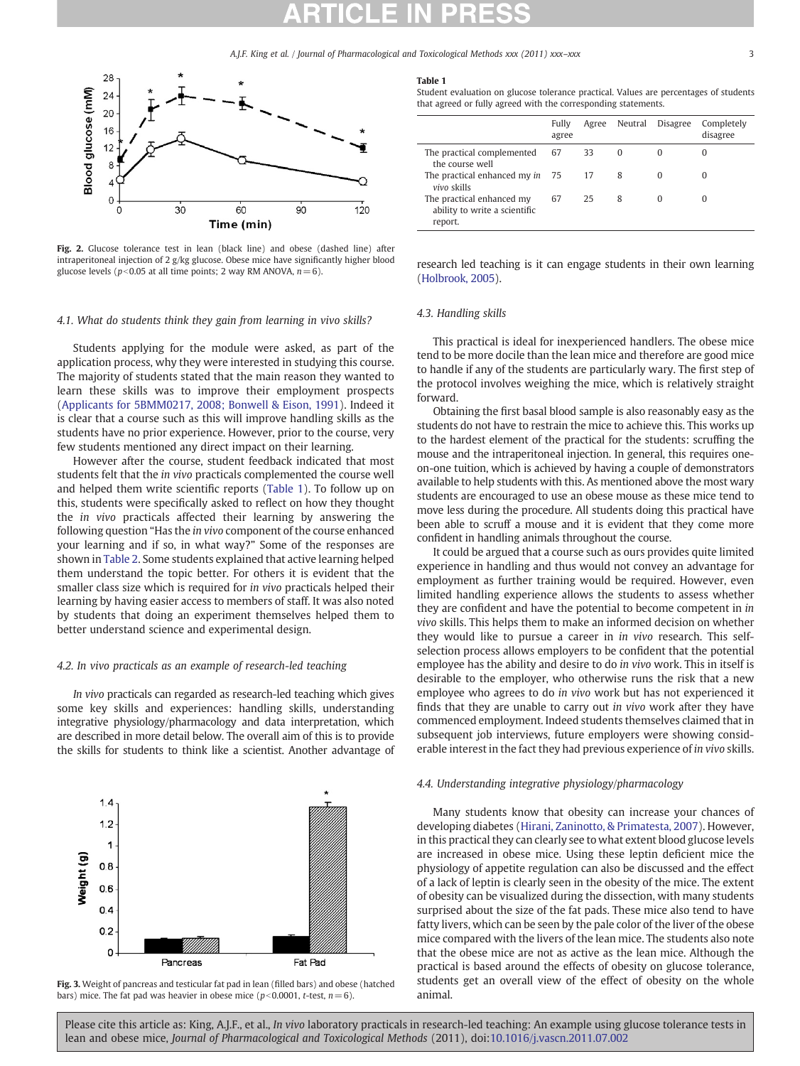Blood glucose (mM)

28
24
20
16
12
8
4
0

0 30 60 90 120

Time (min)

Fig. 2. Glucose tolerance test in lean (black line) and obese (dashed line) after intraperitoneal injection of 2 g/kg glucose. Obese mice have significantly higher blood glucose levels ($p<0.05$ at all time points; 2 way RM ANOVA, $n=6$).

**Table 1**
Student evaluation on glucose tolerance practical. Values are percentages of students that agreed or fully agreed with the corresponding statements.

| | Fully agree | Agree | Neutral | Disagree | Completely disagree |
|---|---|---|---|---|---|
| The practical complemented the course well | 67 | 33 | 0 | 0 | 0 |
| The practical enhanced my *in vivo* skills | 75 | 17 | 8 | 0 | 0 |
| The practical enhanced my ability to write a scientific report. | 67 | 25 | 8 | 0 | 0 |

### 4.1. What do students think they gain from learning in vivo skills?

Students applying for the module were asked, as part of the application process, why they were interested in studying this course. The majority of students stated that the main reason they wanted to learn these skills was to improve their employment prospects (Applicants for 5BMM0217, 2008; Bonwell & Eison, 1991). Indeed it is clear that a course such as this will improve handling skills as the students have no prior experience. However, prior to the course, very few students mentioned any direct impact on their learning.

However after the course, student feedback indicated that most students felt that the *in vivo* practicals complemented the course well and helped them write scientific reports (Table 1). To follow up on this, students were specifically asked to reflect on how they thought the *in vivo* practicals affected their learning by answering the following question "Has the *in vivo* component of the course enhanced your learning and if so, in what way?" Some of the responses are shown in Table 2. Some students explained that active learning helped them understand the topic better. For others it is evident that the smaller class size which is required for *in vivo* practicals helped their learning by having easier access to members of staff. It was also noted by students that doing an experiment themselves helped them to better understand science and experimental design.

### 4.2. In vivo practicals as an example of research-led teaching

*In vivo* practicals can regarded as research-led teaching which gives some key skills and experiences: handling skills, understanding integrative physiology/pharmacology and data interpretation, which are described in more detail below. The overall aim of this is to provide the skills for students to think like a scientist. Another advantage of research led teaching is it can engage students in their own learning (Holbrook, 2005).

Weight (g)

1.4
1.2
1
0.8
0.6
0.4
0.2
0

Pancreas Fat Pad

Fig. 3. Weight of pancreas and testicular fat pad in lean (filled bars) and obese (hatched bars) mice. The fat pad was heavier in obese mice ($p<0.0001$, *t*-test, $n=6$).

### 4.3. Handling skills

This practical is ideal for inexperienced handlers. The obese mice tend to be more docile than the lean mice and therefore are good mice to handle if any of the students are particularly wary. The first step of the protocol involves weighing the mice, which is relatively straight forward.

Obtaining the first basal blood sample is also reasonably easy as the students do not have to restrain the mice to achieve this. This works up to the hardest element of the practical for the students: scruffing the mouse and the intraperitoneal injection. In general, this requires one-on-one tuition, which is achieved by having a couple of demonstrators available to help students with this. As mentioned above the most wary students are encouraged to use an obese mouse as these mice tend to move less during the procedure. All students doing this practical have been able to scruff a mouse and it is evident that they come more confident in handling animals throughout the course.

It could be argued that a course such as ours provides quite limited experience in handling and thus would not convey an advantage for employment as further training would be required. However, even limited handling experience allows the students to assess whether they are confident and have the potential to become competent in *in vivo* skills. This helps them to make an informed decision on whether they would like to pursue a career in *in vivo* research. This self-selection process allows employers to be confident that the potential employee has the ability and desire to do *in vivo* work. This in itself is desirable to the employer, who otherwise runs the risk that a new employee who agrees to do *in vivo* work but has not experienced it finds that they are unable to carry out *in vivo* work after they have commenced employment. Indeed students themselves claimed that in subsequent job interviews, future employers were showing considerable interest in the fact they had previous experience of *in vivo* skills.

### 4.4. Understanding integrative physiology/pharmacology

Many students know that obesity can increase your chances of developing diabetes (Hirani, Zaninotto, & Primatesta, 2007). However, in this practical they can clearly see to what extent blood glucose levels are increased in obese mice. Using these leptin deficient mice the physiology of appetite regulation can also be discussed and the effect of a lack of leptin is clearly seen in the obesity of the mice. The extent of obesity can be visualized during the dissection, with many students surprised about the size of the fat pads. These mice also tend to have fatty livers, which can be seen by the pale color of the liver of the obese mice compared with the livers of the lean mice. The students also note that the obese mice are not as active as the lean mice. Although the practical is based around the effects of obesity on glucose tolerance, students get an overall view of the effect of obesity on the whole animal.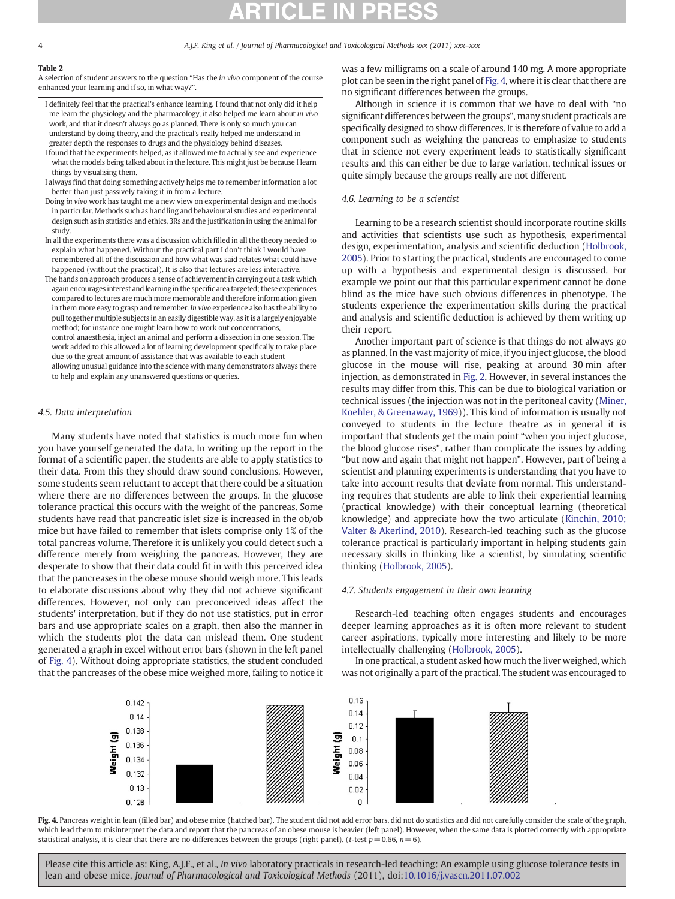**Table 2**
A selection of student answers to the question "Has the *in vivo* component of the course enhanced your learning and if so, in what way?".

| |
|---|
| I definitely feel that the practical's enhance learning. I found that not only did it help me learn the physiology and the pharmacology, it also helped me learn about *in vivo* work, and that it doesn't always go as planned. There is only so much you can understand by doing theory, and the practical's really helped me understand in greater depth the responses to drugs and the physiology behind diseases. |
| I found that the experiments helped, as it allowed me to actually see and experience what the models being talked about in the lecture. This might just be because I learn things by visualising them. |
| I always find that doing something actively helps me to remember information a lot better than just passively taking it in from a lecture. |
| Doing *in vivo* work has taught me a new view on experimental design and methods in particular. Methods such as handling and behavioural studies and experimental design such as in statistics and ethics, 3Rs and the justification in using the animal for study. |
| In all the experiments there was a discussion which filled in all the theory needed to explain what happened. Without the practical part I don't think I would have remembered all of the discussion and how what was said relates what could have happened (without the practical). It is also that lectures are less interactive. |
| The hands on approach produces a sense of achievement in carrying out a task which again encourages interest and learning in the specific area targeted; these experiences compared to lectures are much more memorable and therefore information given in them more easy to grasp and remember. *In vivo* experience also has the ability to pull together multiple subjects in an easily digestible way, as it is a largely enjoyable method; for instance one might learn how to work out concentrations, control anaesthesia, inject an animal and perform a dissection in one session. The work added to this allowed a lot of learning development specifically to take place due to the great amount of assistance that was available to each student allowing unusual guidance into the science with many demonstrators always there to help and explain any unanswered questions or queries. |

### 4.5. Data interpretation

Many students have noted that statistics is much more fun when you have yourself generated the data. In writing up the report in the format of a scientific paper, the students are able to apply statistics to their data. From this they should draw sound conclusions. However, some students seem reluctant to accept that there could be a situation where there are no differences between the groups. In the glucose tolerance practical this occurs with the weight of the pancreas. Some students have read that pancreatic islet size is increased in the ob/ob mice but have failed to remember that islets comprise only 1% of the total pancreas volume. Therefore it is unlikely you could detect such a difference merely from weighing the pancreas. However, they are desperate to show that their data could fit in with this perceived idea that the pancreases in the obese mouse should weigh more. This leads to elaborate discussions about why they did not achieve significant differences. However, not only can preconceived ideas affect the students' interpretation, but if they do not use statistics, put in error bars and use appropriate scales on a graph, then also the manner in which the students plot the data can mislead them. One student generated a graph in excel without error bars (shown in the left panel of Fig. 4). Without doing appropriate statistics, the student concluded that the pancreases of the obese mice weighed more, failing to notice it was a few milligrams on a scale of around 140 mg. A more appropriate plot can be seen in the right panel of Fig. 4, where it is clear that there are no significant differences between the groups.

Although in science it is common that we have to deal with "no significant differences between the groups", many student practicals are specifically designed to show differences. It is therefore of value to add a component such as weighing the pancreas to emphasize to students that in science not every experiment leads to statistically significant results and this can either be due to large variation, technical issues or quite simply because the groups really are not different.

### 4.6. Learning to be a scientist

Learning to be a research scientist should incorporate routine skills and activities that scientists use such as hypothesis, experimental design, experimentation, analysis and scientific deduction (Holbrook, 2005). Prior to starting the practical, students are encouraged to come up with a hypothesis and experimental design is discussed. For example we point out that this particular experiment cannot be done blind as the mice have such obvious differences in phenotype. The students experience the experimentation skills during the practical and analysis and scientific deduction is achieved by them writing up their report.

Another important part of science is that things do not always go as planned. In the vast majority of mice, if you inject glucose, the blood glucose in the mouse will rise, peaking at around 30 min after injection, as demonstrated in Fig. 2. However, in several instances the results may differ from this. This can be due to biological variation or technical issues (the injection was not in the peritoneal cavity (Miner, Koehler, & Greenaway, 1969)). This kind of information is usually not conveyed to students in the lecture theatre as in general it is important that students get the main point "when you inject glucose, the blood glucose rises", rather than complicate the issues by adding "but now and again that might not happen". However, part of being a scientist and planning experiments is understanding that you have to take into account results that deviate from normal. This understanding requires that students are able to link their experiential learning (practical knowledge) with their conceptual learning (theoretical knowledge) and appreciate how the two articulate (Kinchin, 2010; Valter & Akerlind, 2010). Research-led teaching such as the glucose tolerance practical is particularly important in helping students gain necessary skills in thinking like a scientist, by simulating scientific thinking (Holbrook, 2005).

### 4.7. Students engagement in their own learning

Research-led teaching often engages students and encourages deeper learning approaches as it is often more relevant to student career aspirations, typically more interesting and likely to be more intellectually challenging (Holbrook, 2005).

In one practical, a student asked how much the liver weighed, which was not originally a part of the practical. The student was encouraged to

**Fig. 4.** Pancreas weight in lean (filled bar) and obese mice (hatched bar). The student did not add error bars, did not do statistics and did not carefully consider the scale of the graph, which lead them to misinterpret the data and report that the pancreas of an obese mouse is heavier (left panel). However, when the same data is plotted correctly with appropriate statistical analysis, it is clear that there are no differences between the groups (right panel). (*t*-test $p = 0.66$, $n = 6$).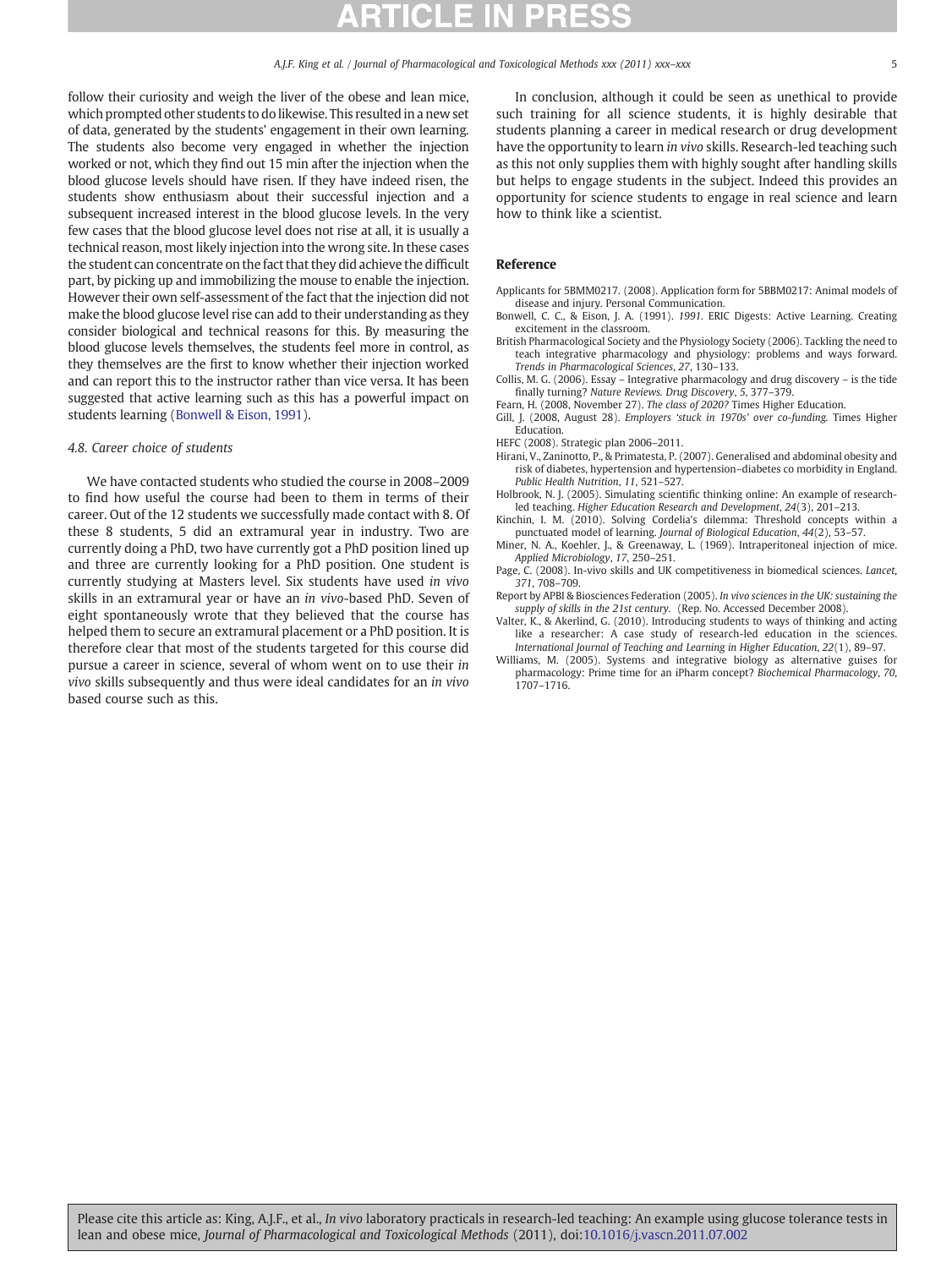follow their curiosity and weigh the liver of the obese and lean mice, which prompted other students to do likewise. This resulted in a new set of data, generated by the students' engagement in their own learning. The students also become very engaged in whether the injection worked or not, which they find out 15 min after the injection when the blood glucose levels should have risen. If they have indeed risen, the students show enthusiasm about their successful injection and a subsequent increased interest in the blood glucose levels. In the very few cases that the blood glucose level does not rise at all, it is usually a technical reason, most likely injection into the wrong site. In these cases the student can concentrate on the fact that they did achieve the difficult part, by picking up and immobilizing the mouse to enable the injection. However their own self-assessment of the fact that the injection did not make the blood glucose level rise can add to their understanding as they consider biological and technical reasons for this. By measuring the blood glucose levels themselves, the students feel more in control, as they themselves are the first to know whether their injection worked and can report this to the instructor rather than vice versa. It has been suggested that active learning such as this has a powerful impact on students learning (Bonwell & Eison, 1991).

### 4.8. Career choice of students

We have contacted students who studied the course in 2008–2009 to find how useful the course had been to them in terms of their career. Out of the 12 students we successfully made contact with 8. Of these 8 students, 5 did an extramural year in industry. Two are currently doing a PhD, two have currently got a PhD position lined up and three are currently looking for a PhD position. One student is currently studying at Masters level. Six students have used *in vivo* skills in an extramural year or have an *in vivo*-based PhD. Seven of eight spontaneously wrote that they believed that the course has helped them to secure an extramural placement or a PhD position. It is therefore clear that most of the students targeted for this course did pursue a career in science, several of whom went on to use their *in vivo* skills subsequently and thus were ideal candidates for an *in vivo* based course such as this.

In conclusion, although it could be seen as unethical to provide such training for all science students, it is highly desirable that students planning a career in medical research or drug development have the opportunity to learn *in vivo* skills. Research-led teaching such as this not only supplies them with highly sought after handling skills but helps to engage students in the subject. Indeed this provides an opportunity for science students to engage in real science and learn how to think like a scientist.

## Reference

Applicants for 5BMM0217. (2008). Application form for 5BBM0217: Animal models of disease and injury. Personal Communication.

Bonwell, C. C., & Eison, J. A. (1991). *1991.* ERIC Digests: Active Learning. Creating excitement in the classroom.

British Pharmacological Society and the Physiology Society (2006). Tackling the need to teach integrative pharmacology and physiology: problems and ways forward. *Trends in Pharmacological Sciences*, *27*, 130–133.

Collis, M. G. (2006). Essay – Integrative pharmacology and drug discovery – is the tide finally turning? *Nature Reviews. Drug Discovery*, *5*, 377–379.

Fearn, H. (2008, November 27). *The class of 2020?* Times Higher Education.

Gill, J. (2008, August 28). *Employers 'stuck in 1970s' over co-funding.* Times Higher Education.

HEFC (2008). Strategic plan 2006–2011.

Hirani, V., Zaninotto, P., & Primatesta, P. (2007). Generalised and abdominal obesity and risk of diabetes, hypertension and hypertension–diabetes co morbidity in England. *Public Health Nutrition*, *11*, 521–527.

Holbrook, N. J. (2005). Simulating scientific thinking online: An example of research-led teaching. *Higher Education Research and Development*, *24*(3), 201–213.

Kinchin, I. M. (2010). Solving Cordelia's dilemma: Threshold concepts within a punctuated model of learning. *Journal of Biological Education*, *44*(2), 53–57.

Miner, N. A., Koehler, J., & Greenaway, L. (1969). Intraperitoneal injection of mice. *Applied Microbiology*, *17*, 250–251.

Page, C. (2008). In-vivo skills and UK competitiveness in biomedical sciences. *Lancet*, *371*, 708–709.

Report by APBI & Biosciences Federation (2005). *In vivo sciences in the UK: sustaining the supply of skills in the 21st century.* (Rep. No. Accessed December 2008).

Valter, K., & Akerlind, G. (2010). Introducing students to ways of thinking and acting like a researcher: A case study of research-led education in the sciences. *International Journal of Teaching and Learning in Higher Education*, *22*(1), 89–97.

Williams, M. (2005). Systems and integrative biology as alternative guises for pharmacology: Prime time for an iPharm concept? *Biochemical Pharmacology*, *70*, 1707–1716.